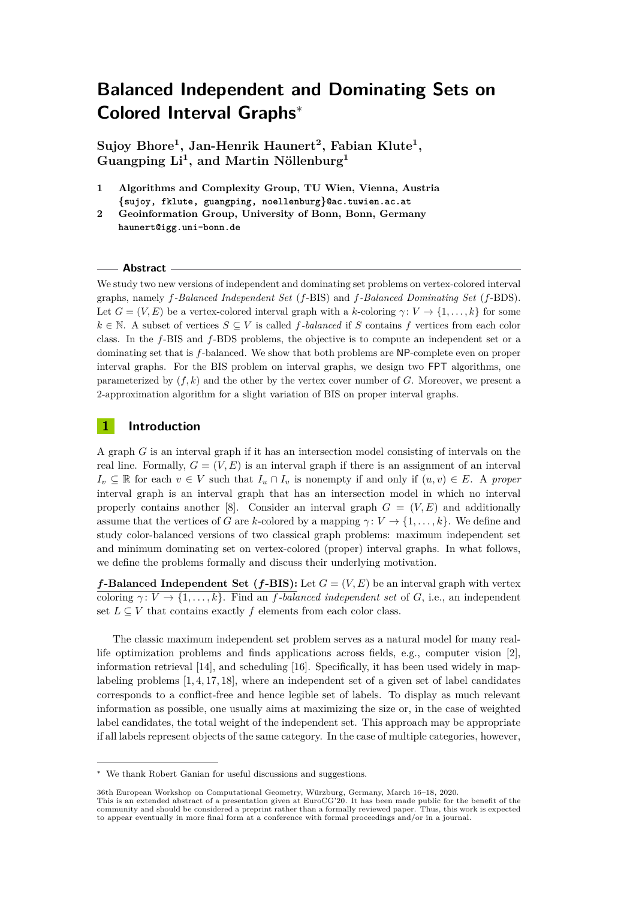# Balanced Independent and Dominating Sets on Colored Interval Graphs*

**Sujoy Bhore[1], Jan-Henrik Haunert[2], Fabian Klute[1], Guangping Li[1], and Martin Nöllenburg[1]**

1 **Algorithms and Complexity Group, TU Wien, Vienna, Austria**
**{sujoy, fklute, guangping, noellenburg}@ac.tuwien.ac.at**

2 **Geoinformation Group, University of Bonn, Bonn, Germany**
**haunert@igg.uni-bonn.de**

## Abstract

We study two new versions of independent and dominating set problems on vertex-colored interval graphs, namely *f-Balanced Independent Set* ($f$-BIS) and *f-Balanced Dominating Set* ($f$-BDS). Let $G = (V, E)$ be a vertex-colored interval graph with a $k$-coloring $\gamma\colon V \to \{1, \ldots, k\}$ for some $k \in \mathbb{N}$. A subset of vertices $S \subseteq V$ is called *f-balanced* if $S$ contains $f$ vertices from each color class. In the $f$-BIS and $f$-BDS problems, the objective is to compute an independent set or a dominating set that is $f$-balanced. We show that both problems are NP-complete even on proper interval graphs. For the BIS problem on interval graphs, we design two FPT algorithms, one parameterized by $(f, k)$ and the other by the vertex cover number of $G$. Moreover, we present a 2-approximation algorithm for a slight variation of BIS on proper interval graphs.

## 1 Introduction

A graph $G$ is an interval graph if it has an intersection model consisting of intervals on the real line. Formally, $G = (V, E)$ is an interval graph if there is an assignment of an interval $I_v \subseteq \mathbb{R}$ for each $v \in V$ such that $I_u \cap I_v$ is nonempty if and only if $(u, v) \in E$. A *proper* interval graph is an interval graph that has an intersection model in which no interval properly contains another [8]. Consider an interval graph $G = (V, E)$ and additionally assume that the vertices of $G$ are $k$-colored by a mapping $\gamma\colon V \to \{1, \ldots, k\}$. We define and study color-balanced versions of two classical graph problems: maximum independent set and minimum dominating set on vertex-colored (proper) interval graphs. In what follows, we define the problems formally and discuss their underlying motivation.

**$f$-Balanced Independent Set ($f$-BIS):** Let $G = (V, E)$ be an interval graph with vertex coloring $\gamma\colon V \to \{1, \ldots, k\}$. Find an *f-balanced independent set* of $G$, i.e., an independent set $L \subseteq V$ that contains exactly $f$ elements from each color class.

The classic maximum independent set problem serves as a natural model for many real-life optimization problems and finds applications across fields, e.g., computer vision [2], information retrieval [14], and scheduling [16]. Specifically, it has been used widely in map-labeling problems [1, 4, 17, 18], where an independent set of a given set of label candidates corresponds to a conflict-free and hence legible set of labels. To display as much relevant information as possible, one usually aims at maximizing the size or, in the case of weighted label candidates, the total weight of the independent set. This approach may be appropriate if all labels represent objects of the same category. In the case of multiple categories, however,

---

* We thank Robert Ganian for useful discussions and suggestions.

36th European Workshop on Computational Geometry, Würzburg, Germany, March 16–18, 2020.
This is an extended abstract of a presentation given at EuroCG'20. It has been made public for the benefit of the community and should be considered a preprint rather than a formally reviewed paper. Thus, this work is expected to appear eventually in more final form at a conference with formal proceedings and/or in a journal.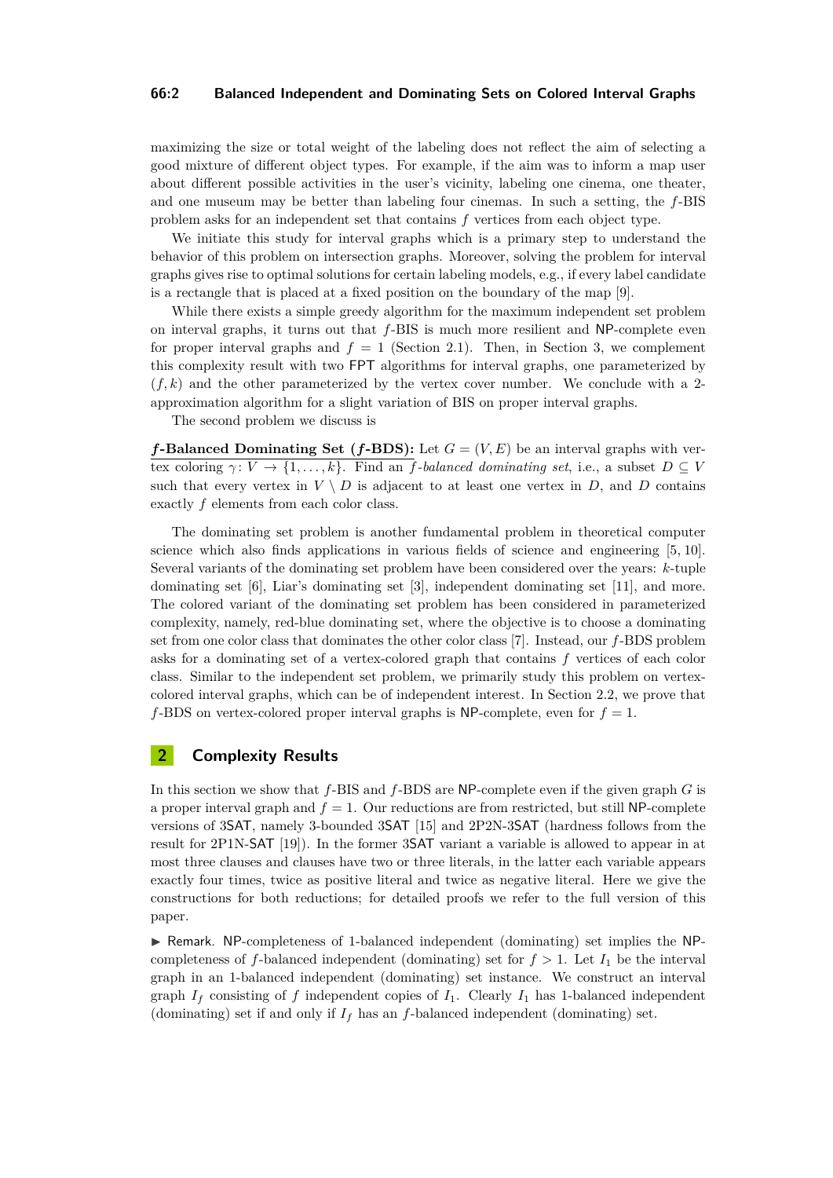maximizing the size or total weight of the labeling does not reflect the aim of selecting a good mixture of different object types. For example, if the aim was to inform a map user about different possible activities in the user's vicinity, labeling one cinema, one theater, and one museum may be better than labeling four cinemas. In such a setting, the $f$-BIS problem asks for an independent set that contains $f$ vertices from each object type.

We initiate this study for interval graphs which is a primary step to understand the behavior of this problem on intersection graphs. Moreover, solving the problem for interval graphs gives rise to optimal solutions for certain labeling models, e.g., if every label candidate is a rectangle that is placed at a fixed position on the boundary of the map [9].

While there exists a simple greedy algorithm for the maximum independent set problem on interval graphs, it turns out that $f$-BIS is much more resilient and NP-complete even for proper interval graphs and $f = 1$ (Section 2.1). Then, in Section 3, we complement this complexity result with two FPT algorithms for interval graphs, one parameterized by $(f, k)$ and the other parameterized by the vertex cover number. We conclude with a 2-approximation algorithm for a slight variation of BIS on proper interval graphs.

The second problem we discuss is

**$f$-Balanced Dominating Set ($f$-BDS):** Let $G = (V, E)$ be an interval graphs with vertex coloring $\gamma \colon V \to \{1, \ldots, k\}$. Find an *$f$-balanced dominating set*, i.e., a subset $D \subseteq V$ such that every vertex in $V \setminus D$ is adjacent to at least one vertex in $D$, and $D$ contains exactly $f$ elements from each color class.

The dominating set problem is another fundamental problem in theoretical computer science which also finds applications in various fields of science and engineering [5, 10]. Several variants of the dominating set problem have been considered over the years: $k$-tuple dominating set [6], Liar's dominating set [3], independent dominating set [11], and more. The colored variant of the dominating set problem has been considered in parameterized complexity, namely, red-blue dominating set, where the objective is to choose a dominating set from one color class that dominates the other color class [7]. Instead, our $f$-BDS problem asks for a dominating set of a vertex-colored graph that contains $f$ vertices of each color class. Similar to the independent set problem, we primarily study this problem on vertex-colored interval graphs, which can be of independent interest. In Section 2.2, we prove that $f$-BDS on vertex-colored proper interval graphs is NP-complete, even for $f = 1$.

## 2 Complexity Results

In this section we show that $f$-BIS and $f$-BDS are NP-complete even if the given graph $G$ is a proper interval graph and $f = 1$. Our reductions are from restricted, but still NP-complete versions of 3SAT, namely 3-bounded 3SAT [15] and 2P2N-3SAT (hardness follows from the result for 2P1N-SAT [19]). In the former 3SAT variant a variable is allowed to appear in at most three clauses and clauses have two or three literals, in the latter each variable appears exactly four times, twice as positive literal and twice as negative literal. Here we give the constructions for both reductions; for detailed proofs we refer to the full version of this paper.

▶ Remark. NP-completeness of 1-balanced independent (dominating) set implies the NP-completeness of $f$-balanced independent (dominating) set for $f > 1$. Let $I_1$ be the interval graph in an 1-balanced independent (dominating) set instance. We construct an interval graph $I_f$ consisting of $f$ independent copies of $I_1$. Clearly $I_1$ has 1-balanced independent (dominating) set if and only if $I_f$ has an $f$-balanced independent (dominating) set.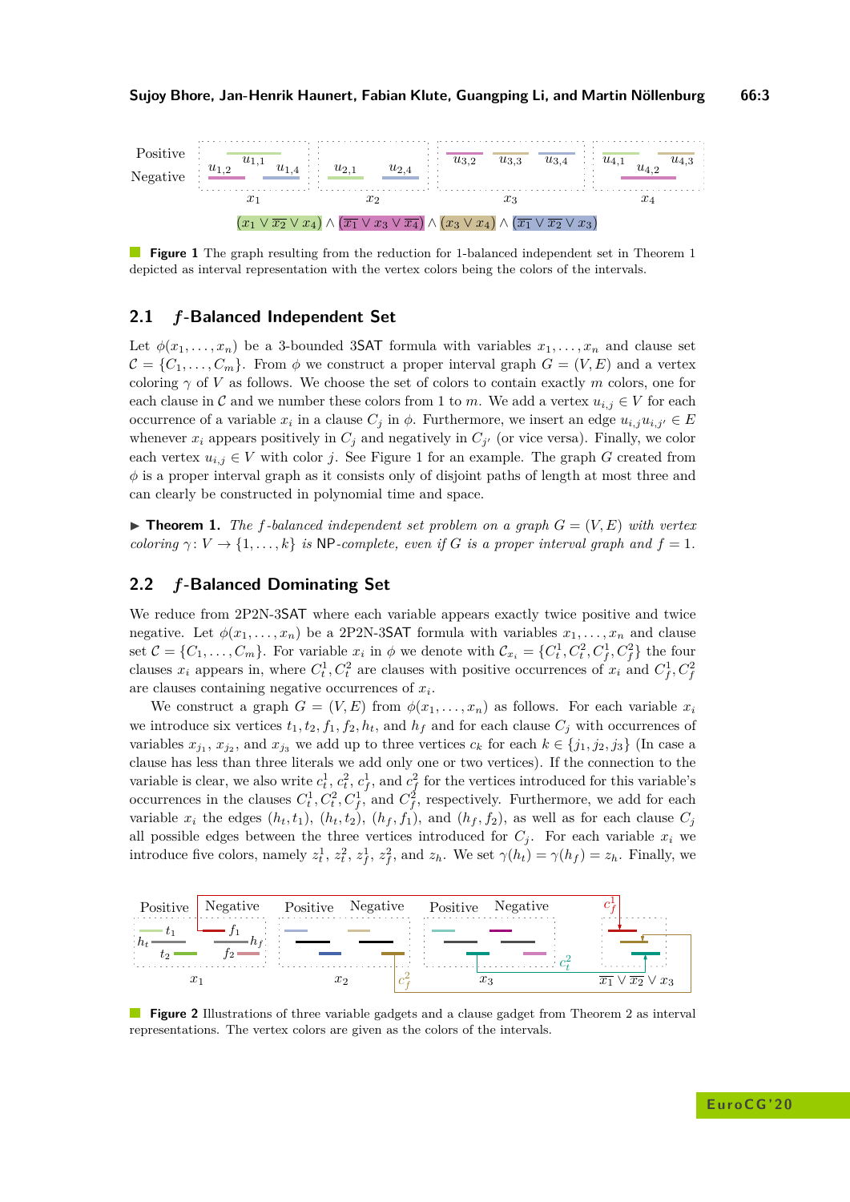**Figure 1** The graph resulting from the reduction for 1-balanced independent set in Theorem 1 depicted as interval representation with the vertex colors being the colors of the intervals.

## 2.1 $f$-Balanced Independent Set

Let $\phi(x_1, \ldots, x_n)$ be a 3-bounded 3SAT formula with variables $x_1, \ldots, x_n$ and clause set $\mathcal{C} = \{C_1, \ldots, C_m\}$. From $\phi$ we construct a proper interval graph $G = (V, E)$ and a vertex coloring $\gamma$ of $V$ as follows. We choose the set of colors to contain exactly $m$ colors, one for each clause in $\mathcal{C}$ and we number these colors from 1 to $m$. We add a vertex $u_{i,j} \in V$ for each occurrence of a variable $x_i$ in a clause $C_j$ in $\phi$. Furthermore, we insert an edge $u_{i,j}u_{i,j'} \in E$ whenever $x_i$ appears positively in $C_j$ and negatively in $C_{j'}$ (or vice versa). Finally, we color each vertex $u_{i,j} \in V$ with color $j$. See Figure 1 for an example. The graph $G$ created from $\phi$ is a proper interval graph as it consists only of disjoint paths of length at most three and can clearly be constructed in polynomial time and space.

▶ **Theorem 1.** *The $f$-balanced independent set problem on a graph $G = (V, E)$ with vertex coloring $\gamma \colon V \to \{1, \ldots, k\}$ is* NP*-complete, even if $G$ is a proper interval graph and $f = 1$.*

## 2.2 $f$-Balanced Dominating Set

We reduce from 2P2N-3SAT where each variable appears exactly twice positive and twice negative. Let $\phi(x_1, \ldots, x_n)$ be a 2P2N-3SAT formula with variables $x_1, \ldots, x_n$ and clause set $\mathcal{C} = \{C_1, \ldots, C_m\}$. For variable $x_i$ in $\phi$ we denote with $\mathcal{C}_{x_i} = \{C_t^1, C_t^2, C_f^1, C_f^2\}$ the four clauses $x_i$ appears in, where $C_t^1, C_t^2$ are clauses with positive occurrences of $x_i$ and $C_f^1, C_f^2$ are clauses containing negative occurrences of $x_i$.

We construct a graph $G = (V, E)$ from $\phi(x_1, \ldots, x_n)$ as follows. For each variable $x_i$ we introduce six vertices $t_1, t_2, f_1, f_2, h_t$, and $h_f$ and for each clause $C_j$ with occurrences of variables $x_{j_1}$, $x_{j_2}$, and $x_{j_3}$ we add up to three vertices $c_k$ for each $k \in \{j_1, j_2, j_3\}$ (In case a clause has less than three literals we add only one or two vertices). If the connection to the variable is clear, we also write $c_t^1$, $c_t^2$, $c_f^1$, and $c_f^2$ for the vertices introduced for this variable's occurrences in the clauses $C_t^1, C_t^2, C_f^1$, and $C_f^2$, respectively. Furthermore, we add for each variable $x_i$ the edges $(h_t, t_1)$, $(h_t, t_2)$, $(h_f, f_1)$, and $(h_f, f_2)$, as well as for each clause $C_j$ all possible edges between the three vertices introduced for $C_j$. For each variable $x_i$ we introduce five colors, namely $z_t^1$, $z_t^2$, $z_f^1$, $z_f^2$, and $z_h$. We set $\gamma(h_t) = \gamma(h_f) = z_h$. Finally, we

**Figure 2** Illustrations of three variable gadgets and a clause gadget from Theorem 2 as interval representations. The vertex colors are given as the colors of the intervals.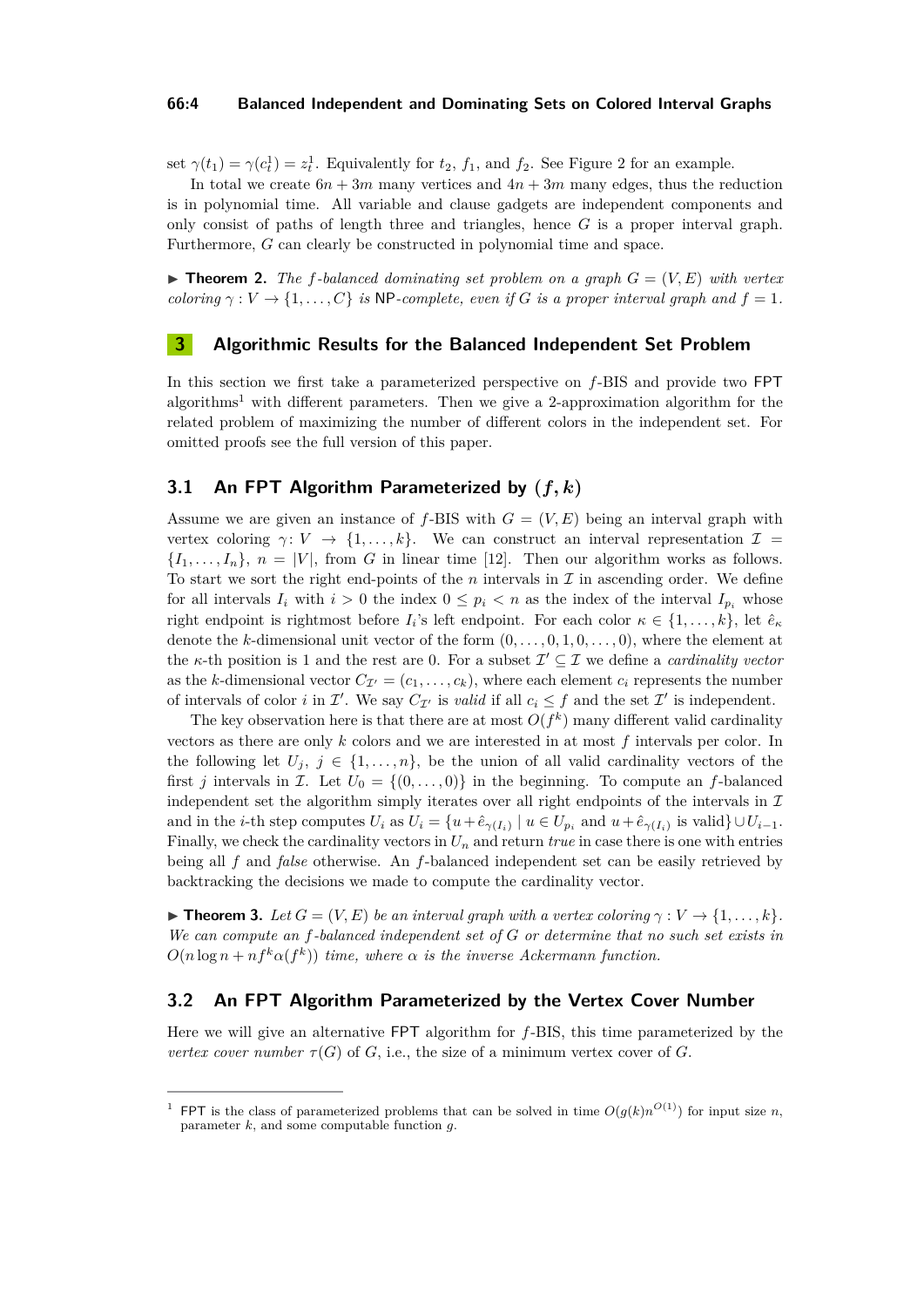set $\gamma(t_1) = \gamma(c_t^1) = z_t^1$. Equivalently for $t_2$, $f_1$, and $f_2$. See Figure 2 for an example.

In total we create $6n + 3m$ many vertices and $4n + 3m$ many edges, thus the reduction is in polynomial time. All variable and clause gadgets are independent components and only consist of paths of length three and triangles, hence $G$ is a proper interval graph. Furthermore, $G$ can clearly be constructed in polynomial time and space.

▶ **Theorem 2.** *The $f$-balanced dominating set problem on a graph $G = (V, E)$ with vertex coloring $\gamma : V \to \{1, \dots, C\}$ is* NP*-complete, even if $G$ is a proper interval graph and $f = 1$.*

## 3 Algorithmic Results for the Balanced Independent Set Problem

In this section we first take a parameterized perspective on $f$-BIS and provide two FPT algorithms[1] with different parameters. Then we give a 2-approximation algorithm for the related problem of maximizing the number of different colors in the independent set. For omitted proofs see the full version of this paper.

### 3.1 An FPT Algorithm Parameterized by $(f, k)$

Assume we are given an instance of $f$-BIS with $G = (V, E)$ being an interval graph with vertex coloring $\gamma \colon V \to \{1, \dots, k\}$. We can construct an interval representation $\mathcal{I} = \{I_1, \dots, I_n\}$, $n = |V|$, from $G$ in linear time [12]. Then our algorithm works as follows. To start we sort the right end-points of the $n$ intervals in $\mathcal{I}$ in ascending order. We define for all intervals $I_i$ with $i > 0$ the index $0 \le p_i < n$ as the index of the interval $I_{p_i}$ whose right endpoint is rightmost before $I_i$'s left endpoint. For each color $\kappa \in \{1, \dots, k\}$, let $\hat{e}_\kappa$ denote the $k$-dimensional unit vector of the form $(0, \dots, 0, 1, 0, \dots, 0)$, where the element at the $\kappa$-th position is 1 and the rest are 0. For a subset $\mathcal{I}' \subseteq \mathcal{I}$ we define a *cardinality vector* as the $k$-dimensional vector $C_{\mathcal{I}'} = (c_1, \dots, c_k)$, where each element $c_i$ represents the number of intervals of color $i$ in $\mathcal{I}'$. We say $C_{\mathcal{I}'}$ is *valid* if all $c_i \le f$ and the set $\mathcal{I}'$ is independent.

The key observation here is that there are at most $O(f^k)$ many different valid cardinality vectors as there are only $k$ colors and we are interested in at most $f$ intervals per color. In the following let $U_j$, $j \in \{1, \dots, n\}$, be the union of all valid cardinality vectors of the first $j$ intervals in $\mathcal{I}$. Let $U_0 = \{(0, \dots, 0)\}$ in the beginning. To compute an $f$-balanced independent set the algorithm simply iterates over all right endpoints of the intervals in $\mathcal{I}$ and in the $i$-th step computes $U_i$ as $U_i = \{u + \hat{e}_{\gamma(I_i)} \mid u \in U_{p_i} \text{ and } u + \hat{e}_{\gamma(I_i)} \text{ is valid}\} \cup U_{i-1}$. Finally, we check the cardinality vectors in $U_n$ and return *true* in case there is one with entries being all $f$ and *false* otherwise. An $f$-balanced independent set can be easily retrieved by backtracking the decisions we made to compute the cardinality vector.

▶ **Theorem 3.** *Let $G = (V, E)$ be an interval graph with a vertex coloring $\gamma : V \to \{1, \dots, k\}$. We can compute an $f$-balanced independent set of $G$ or determine that no such set exists in $O(n \log n + nf^k \alpha(f^k))$ time, where $\alpha$ is the inverse Ackermann function.*

### 3.2 An FPT Algorithm Parameterized by the Vertex Cover Number

Here we will give an alternative FPT algorithm for $f$-BIS, this time parameterized by the *vertex cover number* $\tau(G)$ of $G$, i.e., the size of a minimum vertex cover of $G$.

---

[1] FPT is the class of parameterized problems that can be solved in time $O(g(k)n^{O(1)})$ for input size $n$, parameter $k$, and some computable function $g$.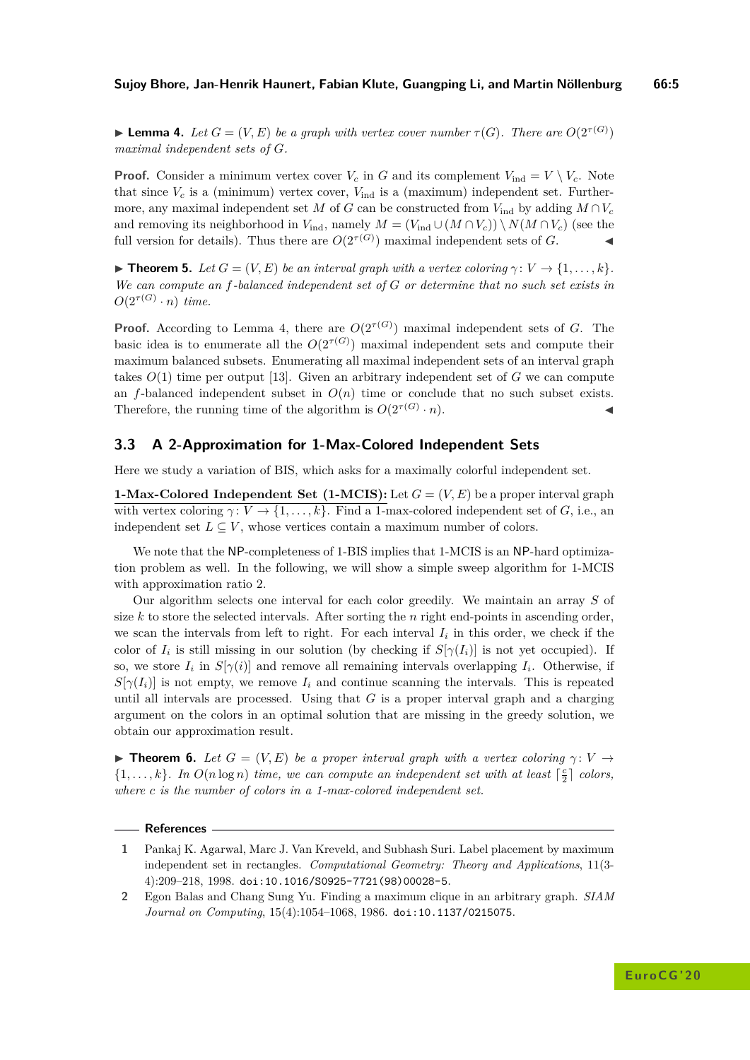▶ **Lemma 4.** *Let $G = (V, E)$ be a graph with vertex cover number $\tau(G)$. There are $O(2^{\tau(G)})$ maximal independent sets of $G$.*

**Proof.** Consider a minimum vertex cover $V_c$ in $G$ and its complement $V_{\text{ind}} = V \setminus V_c$. Note that since $V_c$ is a (minimum) vertex cover, $V_{\text{ind}}$ is a (maximum) independent set. Furthermore, any maximal independent set $M$ of $G$ can be constructed from $V_{\text{ind}}$ by adding $M \cap V_c$ and removing its neighborhood in $V_{\text{ind}}$, namely $M = (V_{\text{ind}} \cup (M \cap V_c)) \setminus N(M \cap V_c)$ (see the full version for details). Thus there are $O(2^{\tau(G)})$ maximal independent sets of $G$. ◀

▶ **Theorem 5.** *Let $G = (V, E)$ be an interval graph with a vertex coloring $\gamma \colon V \to \{1, \ldots, k\}$. We can compute an $f$-balanced independent set of $G$ or determine that no such set exists in $O(2^{\tau(G)} \cdot n)$ time.*

**Proof.** According to Lemma 4, there are $O(2^{\tau(G)})$ maximal independent sets of $G$. The basic idea is to enumerate all the $O(2^{\tau(G)})$ maximal independent sets and compute their maximum balanced subsets. Enumerating all maximal independent sets of an interval graph takes $O(1)$ time per output [13]. Given an arbitrary independent set of $G$ we can compute an $f$-balanced independent subset in $O(n)$ time or conclude that no such subset exists. Therefore, the running time of the algorithm is $O(2^{\tau(G)} \cdot n)$. ◀

## 3.3 A 2-Approximation for 1-Max-Colored Independent Sets

Here we study a variation of BIS, which asks for a maximally colorful independent set.

<u>**1-Max-Colored Independent Set (1-MCIS):**</u> Let $G = (V, E)$ be a proper interval graph with vertex coloring $\gamma \colon V \to \{1, \ldots, k\}$. Find a 1-max-colored independent set of $G$, i.e., an independent set $L \subseteq V$, whose vertices contain a maximum number of colors.

We note that the NP-completeness of 1-BIS implies that 1-MCIS is an NP-hard optimization problem as well. In the following, we will show a simple sweep algorithm for 1-MCIS with approximation ratio 2.

Our algorithm selects one interval for each color greedily. We maintain an array $S$ of size $k$ to store the selected intervals. After sorting the $n$ right end-points in ascending order, we scan the intervals from left to right. For each interval $I_i$ in this order, we check if the color of $I_i$ is still missing in our solution (by checking if $S[\gamma(I_i)]$ is not yet occupied). If so, we store $I_i$ in $S[\gamma(i)]$ and remove all remaining intervals overlapping $I_i$. Otherwise, if $S[\gamma(I_i)]$ is not empty, we remove $I_i$ and continue scanning the intervals. This is repeated until all intervals are processed. Using that $G$ is a proper interval graph and a charging argument on the colors in an optimal solution that are missing in the greedy solution, we obtain our approximation result.

▶ **Theorem 6.** *Let $G = (V, E)$ be a proper interval graph with a vertex coloring $\gamma \colon V \to \{1, \ldots, k\}$. In $O(n \log n)$ time, we can compute an independent set with at least $\lceil \frac{c}{2} \rceil$ colors, where $c$ is the number of colors in a 1-max-colored independent set.*

## References

1. Pankaj K. Agarwal, Marc J. Van Kreveld, and Subhash Suri. Label placement by maximum independent set in rectangles. *Computational Geometry: Theory and Applications*, 11(3-4):209–218, 1998. doi:10.1016/S0925-7721(98)00028-5.
2. Egon Balas and Chang Sung Yu. Finding a maximum clique in an arbitrary graph. *SIAM Journal on Computing*, 15(4):1054–1068, 1986. doi:10.1137/0215075.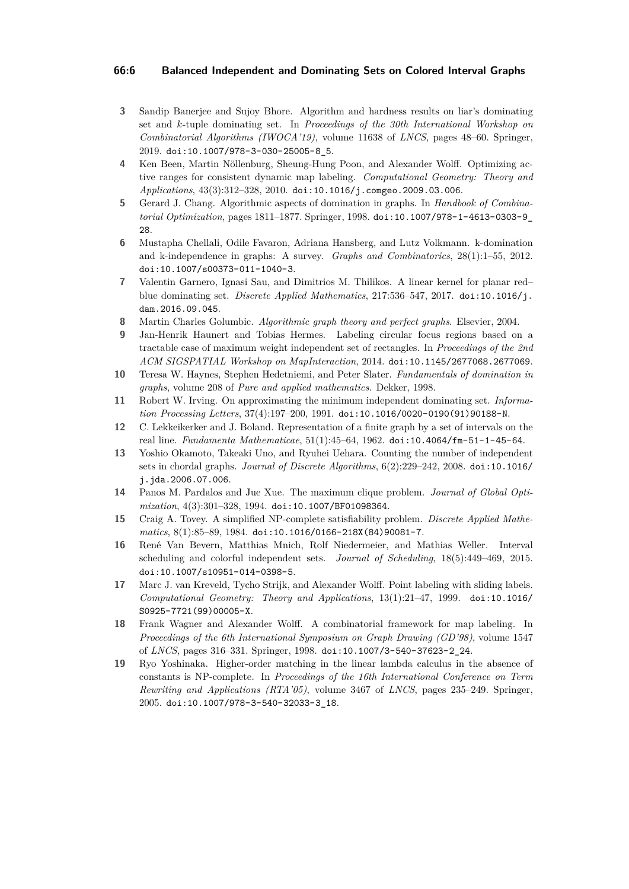3. Sandip Banerjee and Sujoy Bhore. Algorithm and hardness results on liar's dominating set and $k$-tuple dominating set. In *Proceedings of the 30th International Workshop on Combinatorial Algorithms (IWOCA'19)*, volume 11638 of *LNCS*, pages 48–60. Springer, 2019. doi:10.1007/978-3-030-25005-8_5.
4. Ken Been, Martin Nöllenburg, Sheung-Hung Poon, and Alexander Wolff. Optimizing active ranges for consistent dynamic map labeling. *Computational Geometry: Theory and Applications*, 43(3):312–328, 2010. doi:10.1016/j.comgeo.2009.03.006.
5. Gerard J. Chang. Algorithmic aspects of domination in graphs. In *Handbook of Combinatorial Optimization*, pages 1811–1877. Springer, 1998. doi:10.1007/978-1-4613-0303-9_28.
6. Mustapha Chellali, Odile Favaron, Adriana Hansberg, and Lutz Volkmann. k-domination and k-independence in graphs: A survey. *Graphs and Combinatorics*, 28(1):1–55, 2012. doi:10.1007/s00373-011-1040-3.
7. Valentin Garnero, Ignasi Sau, and Dimitrios M. Thilikos. A linear kernel for planar red–blue dominating set. *Discrete Applied Mathematics*, 217:536–547, 2017. doi:10.1016/j.dam.2016.09.045.
8. Martin Charles Golumbic. *Algorithmic graph theory and perfect graphs*. Elsevier, 2004.
9. Jan-Henrik Haunert and Tobias Hermes. Labeling circular focus regions based on a tractable case of maximum weight independent set of rectangles. In *Proceedings of the 2nd ACM SIGSPATIAL Workshop on MapInteraction*, 2014. doi:10.1145/2677068.2677069.
10. Teresa W. Haynes, Stephen Hedetniemi, and Peter Slater. *Fundamentals of domination in graphs*, volume 208 of *Pure and applied mathematics*. Dekker, 1998.
11. Robert W. Irving. On approximating the minimum independent dominating set. *Information Processing Letters*, 37(4):197–200, 1991. doi:10.1016/0020-0190(91)90188-N.
12. C. Lekkeikerker and J. Boland. Representation of a finite graph by a set of intervals on the real line. *Fundamenta Mathematicae*, 51(1):45–64, 1962. doi:10.4064/fm-51-1-45-64.
13. Yoshio Okamoto, Takeaki Uno, and Ryuhei Uehara. Counting the number of independent sets in chordal graphs. *Journal of Discrete Algorithms*, 6(2):229–242, 2008. doi:10.1016/j.jda.2006.07.006.
14. Panos M. Pardalos and Jue Xue. The maximum clique problem. *Journal of Global Optimization*, 4(3):301–328, 1994. doi:10.1007/BF01098364.
15. Craig A. Tovey. A simplified NP-complete satisfiability problem. *Discrete Applied Mathematics*, 8(1):85–89, 1984. doi:10.1016/0166-218X(84)90081-7.
16. René Van Bevern, Matthias Mnich, Rolf Niedermeier, and Mathias Weller. Interval scheduling and colorful independent sets. *Journal of Scheduling*, 18(5):449–469, 2015. doi:10.1007/s10951-014-0398-5.
17. Marc J. van Kreveld, Tycho Strijk, and Alexander Wolff. Point labeling with sliding labels. *Computational Geometry: Theory and Applications*, 13(1):21–47, 1999. doi:10.1016/S0925-7721(99)00005-X.
18. Frank Wagner and Alexander Wolff. A combinatorial framework for map labeling. In *Proceedings of the 6th International Symposium on Graph Drawing (GD'98)*, volume 1547 of *LNCS*, pages 316–331. Springer, 1998. doi:10.1007/3-540-37623-2_24.
19. Ryo Yoshinaka. Higher-order matching in the linear lambda calculus in the absence of constants is NP-complete. In *Proceedings of the 16th International Conference on Term Rewriting and Applications (RTA'05)*, volume 3467 of *LNCS*, pages 235–249. Springer, 2005. doi:10.1007/978-3-540-32033-3_18.